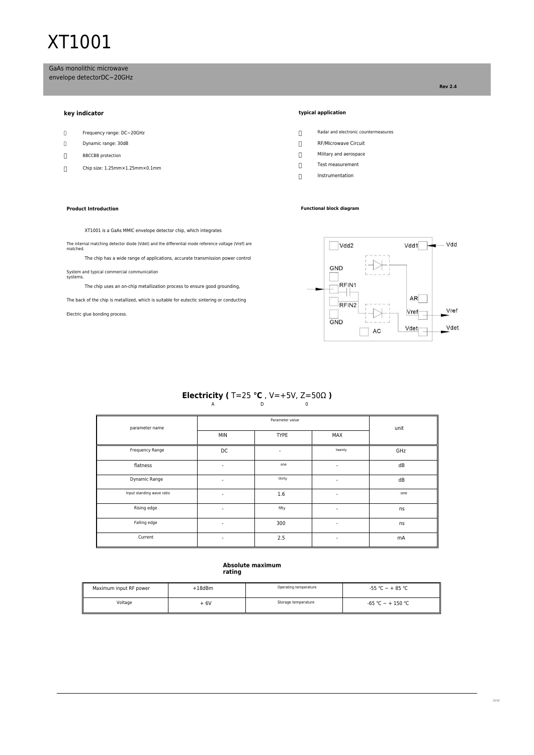# XT1001

GaAs monolithic microwave envelope detectorDC~20GHz

**Rev 2.4**

### key indicator

-  Frequency range: DC~20GHz
-  Dynamic range: 30dB
-  BBCCBB protection
-  Chip size: 1.25mm×1.25mm×0.1mm

### typical application

-  Radar and electronic countermeasures
-  RF/Microwave Circuit
-  Military and aerospace
-  Test measurement
-  Instrumentation

### Product Introduction

XT1001 is a GaAs MMIC envelope detector chip, which integrates

The internal matching detector diode (Vdet) and the differential mode reference voltage (Vref) are matched.

The chip has a wide range of applications, accurate transmission power control

System and typical commercial communication systems.

The chip uses an on-chip metallization process to ensure good grounding,

The back of the chip is metallized, which is suitable for eutectic sintering or conducting

Electric glue bonding process.

### Functional block diagram

Vdd2, Vdd1, Vdd, GND, RFIN1, RFIN2, AR, Vref, GND, AC, Vdet

## Electricity ( T=25 °C , V=+5V, Z=50Ω )

A D 0

| parameter name | Parameter value | | | unit |
|---|---|---|---|---|
| | MIN | TYPE | MAX | |
| Frequency Range | DC | - | twenty | GHz |
| flatness | - | one | - | dB |
| Dynamic Range | - | thirty | - | dB |
| Input standing wave ratio | - | 1.6 | - | :one |
| Rising edge | - | fifty | - | ns |
| Falling edge | - | 300 | - | ns |
| Current | - | 2.5 | - | mA |

### Absolute maximum rating

| Maximum input RF power | +18dBm | Operating temperature | -55 ℃ ~ + 85 ℃ |
|---|---|---|---|
| Voltage | + 6V | Storage temperature | -65 ℃ ~ + 150 ℃ |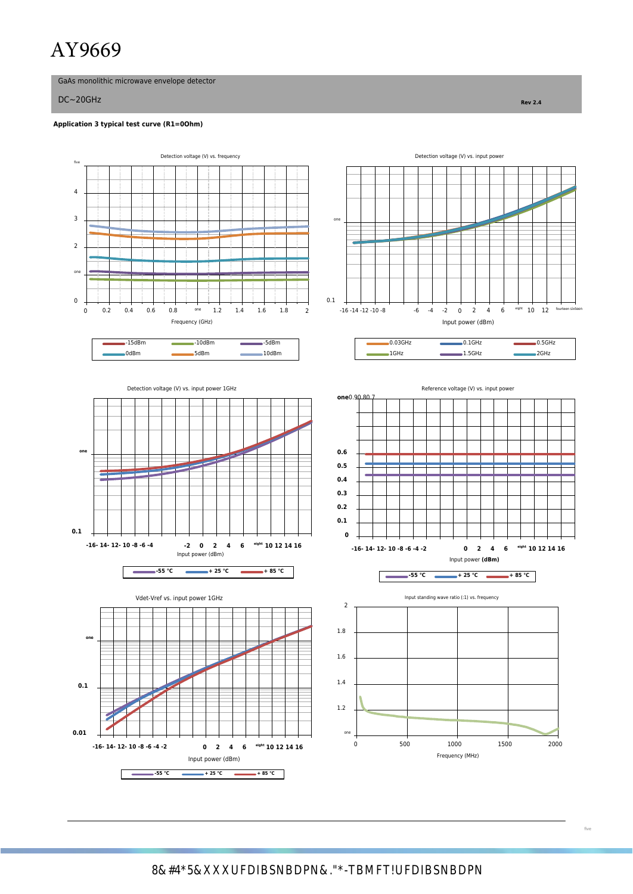# AY9669

GaAs monolithic microwave envelope detector

DC~20GHz

Rev 2.4

**Application 3 typical test curve (R1=0Ohm)**

Detection voltage (V) vs. frequency

five

4

3

2

one

0

0 0.2 0.4 0.6 0.8 one 1.2 1.4 1.6 1.8 2

Frequency (GHz)

-15dBm -10dBm -5dBm
0dBm 5dBm 10dBm

Detection voltage (V) vs. input power

one

0.1

-16 -14 -12 -10 -8 -6 -4 -2 0 2 4 6 eight 10 12 fourteen sixteen

Input power (dBm)

0.03GHz 0.1GHz 0.5GHz
1GHz 1.5GHz 2GHz

Detection voltage (V) vs. input power 1GHz

one

0.1

-16- 14- 12- 10 -8 -6 -4 -2 0 2 4 6 eight 10 12 14 16

Input power (dBm)

-55 °C + 25 °C + 85 °C

Reference voltage (V) vs. input power

one 0.9 0.8 0.7

0.6

0.5

0.4

0.3

0.2

0.1

0

-16- 14- 12- 10 -8 -6 -4 -2 0 2 4 6 eight 10 12 14 16

Input power **(dBm)**

-55 °C + 25 °C + 85 °C

Vdet-Vref vs. input power 1GHz

one

0.1

0.01

-16- 14- 12- 10 -8 -6 -4 -2 0 2 4 6 eight 10 12 14 16

Input power (dBm)

-55 °C + 25 °C + 85 °C

Input standing wave ratio (:1) vs. frequency

2

1.8

1.6

1.4

1.2

one

0 500 1000 1500 2000

Frequency (MHz)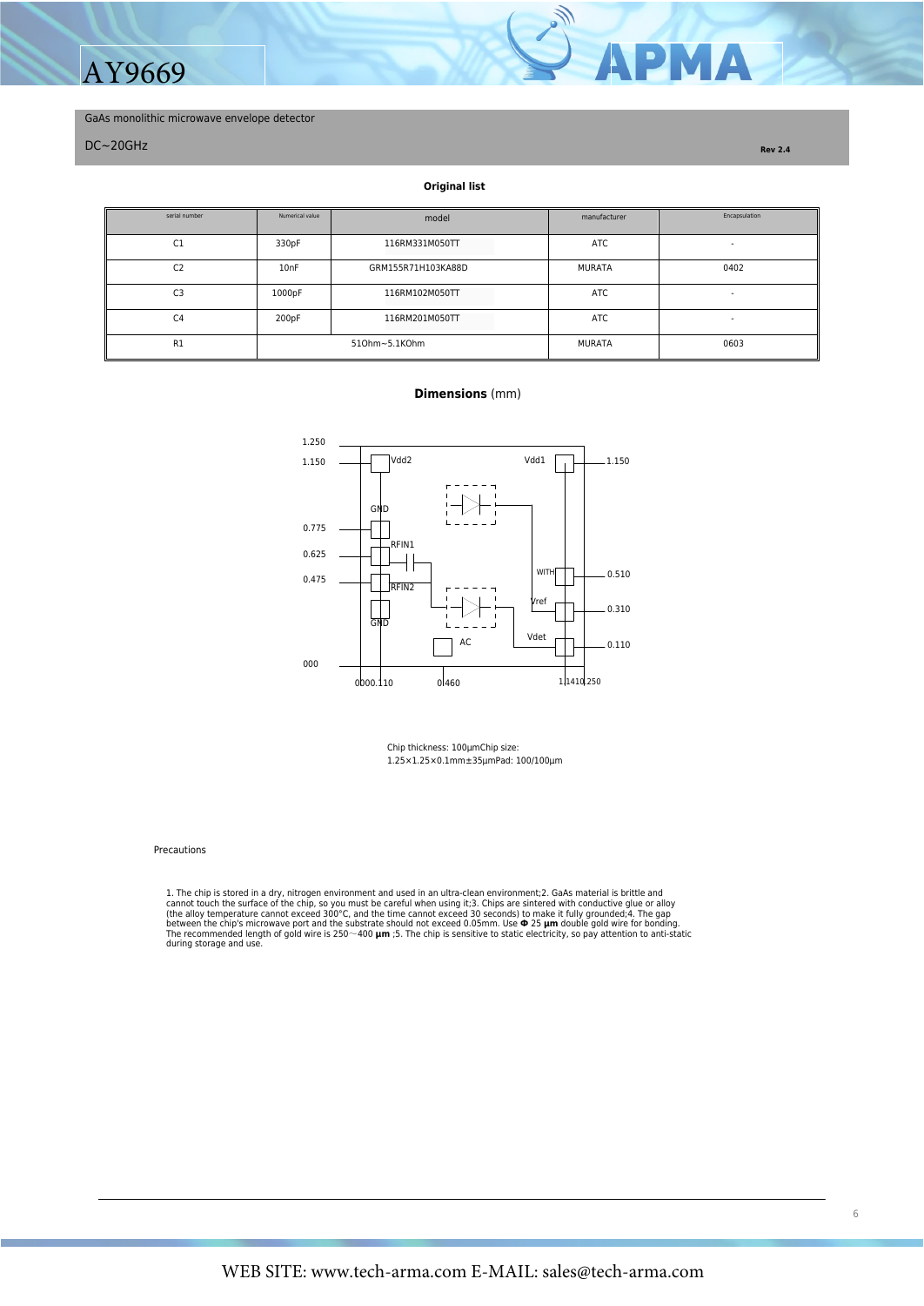GaAs monolithic microwave envelope detector

DC~20GHz

**Rev 2.4**

**Original list**

| serial number | Numerical value | model | manufacturer | Encapsulation |
|---|---|---|---|---|
| C1 | 330pF | 116RM331M050TT | ATC | - |
| C2 | 10nF | GRM155R71H103KA88D | MURATA | 0402 |
| C3 | 1000pF | 116RM102M050TT | ATC | - |
| C4 | 200pF | 116RM201M050TT | ATC | - |
| R1 | 51Ohm~5.1KOhm | | MURATA | 0603 |

**Dimensions** (mm)

1.250
1.150
Vdd2
Vdd1
1.150
GND
0.775
0.625
RFIN1
0.475
WITH
0.510
RFIN2
Vref
0.310
GND
Vdet
0.110
AC
000
0
000.110
0.460
1.141
0.250

Chip thickness: 100µmChip size:
1.25×1.25×0.1mm±35µmPad: 100/100µm

Precautions

1. The chip is stored in a dry, nitrogen environment and used in an ultra-clean environment;2. GaAs material is brittle and cannot touch the surface of the chip, so you must be careful when using it;3. Chips are sintered with conductive glue or alloy (the alloy temperature cannot exceed 300°C, and the time cannot exceed 30 seconds) to make it fully grounded;4. The gap between the chip's microwave port and the substrate should not exceed 0.05mm. Use **Φ** 25 **µm** double gold wire for bonding. The recommended length of gold wire is 250～400 **µm** ;5. The chip is sensitive to static electricity, so pay attention to anti-static during storage and use.

WEB SITE: www.tech-arma.com E-MAIL: sales@tech-arma.com